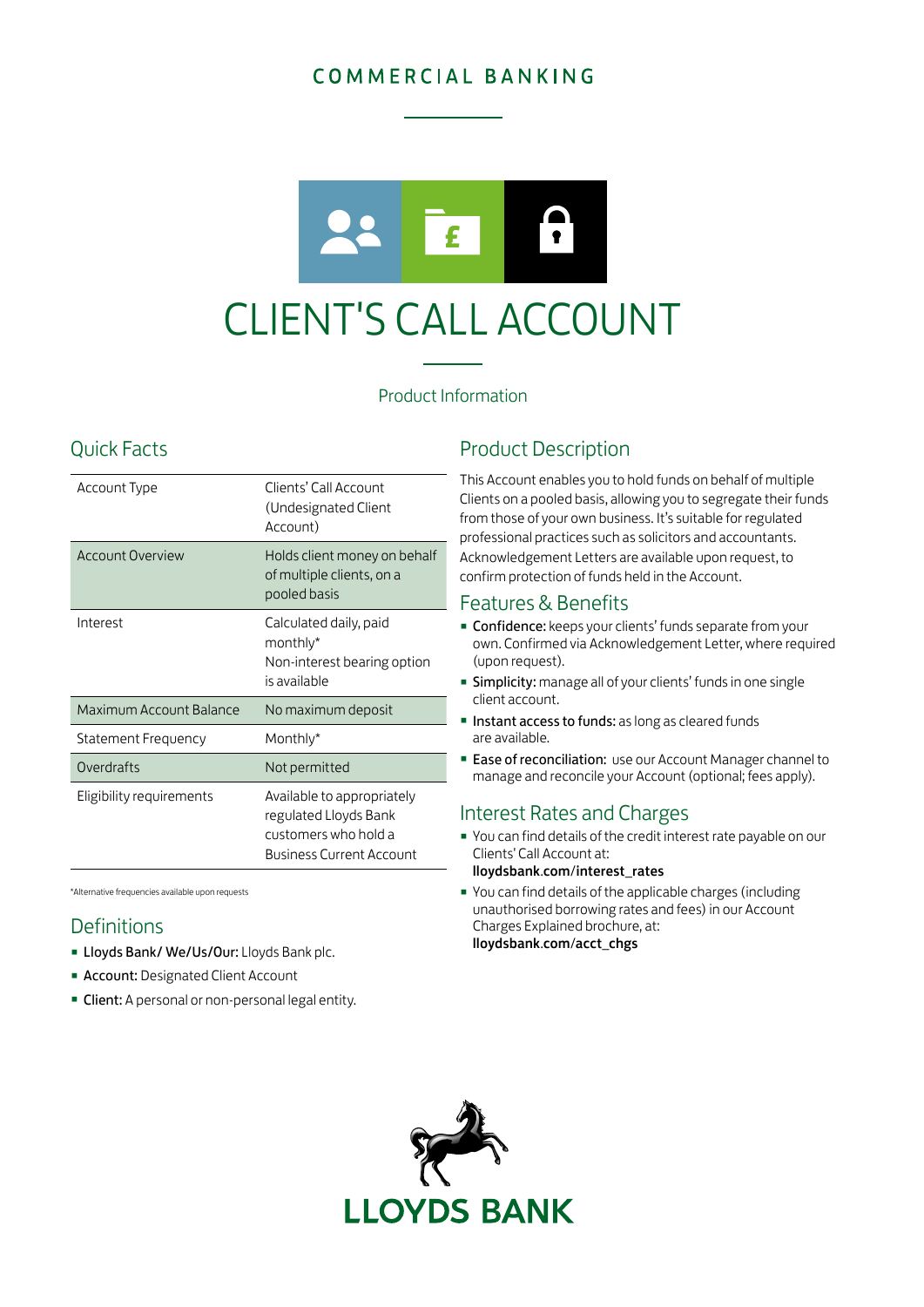COMMERCIAL BANKING

# CLIENT'S CALL ACCOUNT

Product Information

## Quick Facts

| | |
|---|---|
| Account Type | Clients' Call Account (Undesignated Client Account) |
| Account Overview | Holds client money on behalf of multiple clients, on a pooled basis |
| Interest | Calculated daily, paid monthly* Non-interest bearing option is available |
| Maximum Account Balance | No maximum deposit |
| Statement Frequency | Monthly* |
| Overdrafts | Not permitted |
| Eligibility requirements | Available to appropriately regulated Lloyds Bank customers who hold a Business Current Account |

*Alternative frequencies available upon requests

## Definitions

- **Lloyds Bank/ We/Us/Our:** Lloyds Bank plc.
- **Account:** Designated Client Account
- **Client:** A personal or non-personal legal entity.

## Product Description

This Account enables you to hold funds on behalf of multiple Clients on a pooled basis, allowing you to segregate their funds from those of your own business. It's suitable for regulated professional practices such as solicitors and accountants. Acknowledgement Letters are available upon request, to confirm protection of funds held in the Account.

## Features & Benefits

- **Confidence:** keeps your clients' funds separate from your own. Confirmed via Acknowledgement Letter, where required (upon request).
- **Simplicity:** manage all of your clients' funds in one single client account.
- **Instant access to funds:** as long as cleared funds are available.
- **Ease of reconciliation:** use our Account Manager channel to manage and reconcile your Account (optional; fees apply).

## Interest Rates and Charges

- You can find details of the credit interest rate payable on our Clients' Call Account at: **lloydsbank.com/interest_rates**
- You can find details of the applicable charges (including unauthorised borrowing rates and fees) in our Account Charges Explained brochure, at: **lloydsbank.com/acct_chgs**

LLOYDS BANK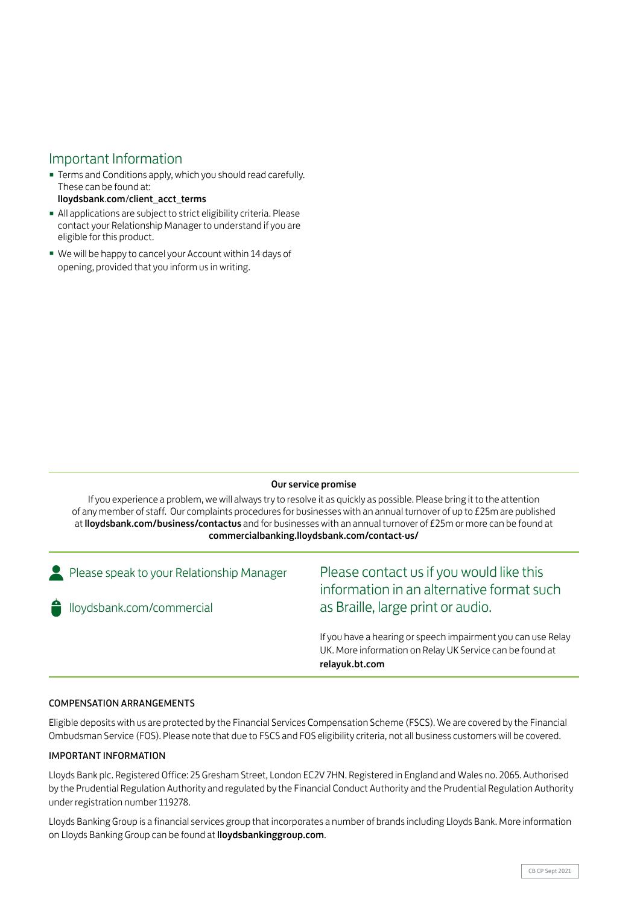## Important Information

- Terms and Conditions apply, which you should read carefully. These can be found at: **lloydsbank.com/client_acct_terms**
- All applications are subject to strict eligibility criteria. Please contact your Relationship Manager to understand if you are eligible for this product.
- We will be happy to cancel your Account within 14 days of opening, provided that you inform us in writing.

**Our service promise**

If you experience a problem, we will always try to resolve it as quickly as possible. Please bring it to the attention of any member of staff. Our complaints procedures for businesses with an annual turnover of up to £25m are published at **lloydsbank.com/business/contactus** and for businesses with an annual turnover of £25m or more can be found at **commercialbanking.lloydsbank.com/contact-us/**

Please speak to your Relationship Manager

lloydsbank.com/commercial

Please contact us if you would like this information in an alternative format such as Braille, large print or audio.

If you have a hearing or speech impairment you can use Relay UK. More information on Relay UK Service can be found at **relayuk.bt.com**

### COMPENSATION ARRANGEMENTS

Eligible deposits with us are protected by the Financial Services Compensation Scheme (FSCS). We are covered by the Financial Ombudsman Service (FOS). Please note that due to FSCS and FOS eligibility criteria, not all business customers will be covered.

### IMPORTANT INFORMATION

Lloyds Bank plc. Registered Office: 25 Gresham Street, London EC2V 7HN. Registered in England and Wales no. 2065. Authorised by the Prudential Regulation Authority and regulated by the Financial Conduct Authority and the Prudential Regulation Authority under registration number 119278.

Lloyds Banking Group is a financial services group that incorporates a number of brands including Lloyds Bank. More information on Lloyds Banking Group can be found at **lloydsbankinggroup.com**.

CB CP Sept 2021